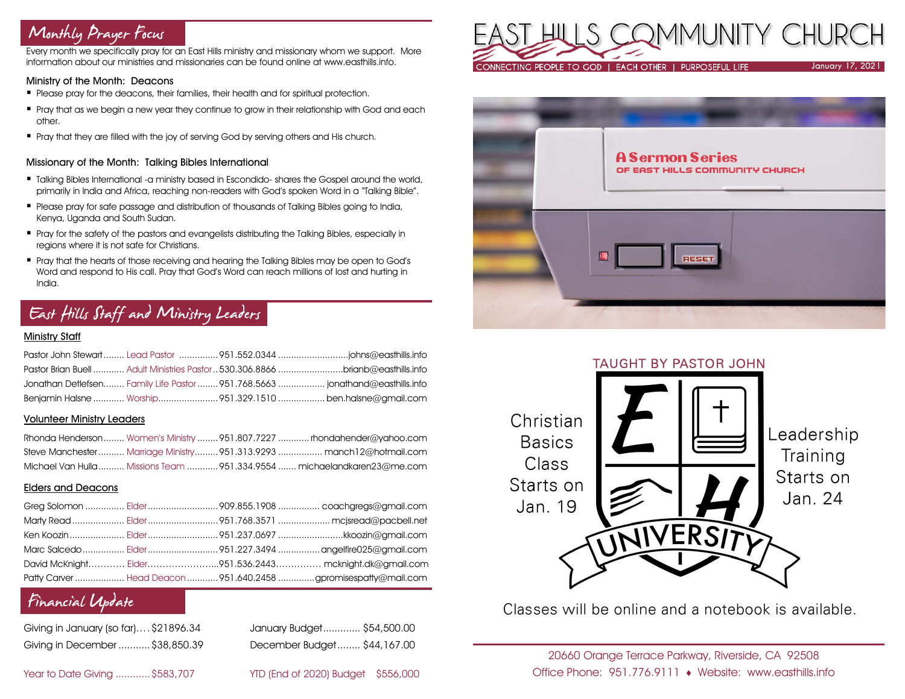# EAST HILLS COMMUNITY CHURCH

CONNECTING PEOPLE TO GOD | EACH OTHER | PURPOSEFUL LIFE

January 17, 2021

A Sermon Series OF EAST HILLS COMMUNITY CHURCH

RESET

## Monthly Prayer Focus

Every month we specifically pray for an East Hills ministry and missionary whom we support. More information about our ministries and missionaries can be found online at www.easthills.info.

### Ministry of the Month: Deacons

- Please pray for the deacons, their families, their health and for spiritual protection.
- Pray that as we begin a new year they continue to grow in their relationship with God and each other.
- Pray that they are filled with the joy of serving God by serving others and His church.

### Missionary of the Month: Talking Bibles International

- Talking Bibles International -a ministry based in Escondido- shares the Gospel around the world, primarily in India and Africa, reaching non-readers with God's spoken Word in a "Talking Bible".
- Please pray for safe passage and distribution of thousands of Talking Bibles going to India, Kenya, Uganda and South Sudan.
- Pray for the safety of the pastors and evangelists distributing the Talking Bibles, especially in regions where it is not safe for Christians.
- Pray that the hearts of those receiving and hearing the Talking Bibles may be open to God's Word and respond to His call. Pray that God's Word can reach millions of lost and hurting in India.

## East Hills Staff and Ministry Leaders

### Ministry Staff

| Name | Role | Phone | Email |
|---|---|---|---|
| Pastor John Stewart | Lead Pastor | 951.552.0344 | johns@easthills.info |
| Pastor Brian Buell | Adult Ministries Pastor | 530.306.8866 | brianb@easthills.info |
| Jonathan Detlefsen | Family Life Pastor | 951.768.5663 | jonathand@easthills.info |
| Benjamin Halsne | Worship | 951.329.1510 | ben.halsne@gmail.com |

### Volunteer Ministry Leaders

| Name | Role | Phone | Email |
|---|---|---|---|
| Rhonda Henderson | Women's Ministry | 951.807.7227 | rhondahender@yahoo.com |
| Steve Manchester | Marriage Ministry | 951.313.9293 | manch12@hotmail.com |
| Michael Van Hulla | Missions Team | 951.334.9554 | michaelandkaren23@me.com |

### Elders and Deacons

| Name | Role | Phone | Email |
|---|---|---|---|
| Greg Solomon | Elder | 909.855.1908 | coachgregs@gmail.com |
| Marty Read | Elder | 951.768.3571 | mcjsread@pacbell.net |
| Ken Koozin | Elder | 951.237.0697 | kkoozin@gmail.com |
| Marc Salcedo | Elder | 951.227.3494 | angelfire025@gmail.com |
| David McKnight | Elder | 951.536.2443 | mcknight.dk@gmail.com |
| Patty Carver | Head Deacon | 951.640.2458 | gpromisespatty@mail.com |

## Financial Update

| | | | |
|---|---|---|---|
| Giving in January (so far) | $21896.34 | January Budget | $54,500.00 |
| Giving in December | $38,850.39 | December Budget | $44,167.00 |
| Year to Date Giving | $583,707 | YTD (End of 2020) Budget | $556,000 |

TAUGHT BY PASTOR JOHN

EH UNIVERSITY

Christian Basics Class Starts on Jan. 19

Leadership Training Starts on Jan. 24

Classes will be online and a notebook is available.

20660 Orange Terrace Parkway, Riverside, CA 92508
Office Phone: 951.776.9111 ♦ Website: www.easthills.info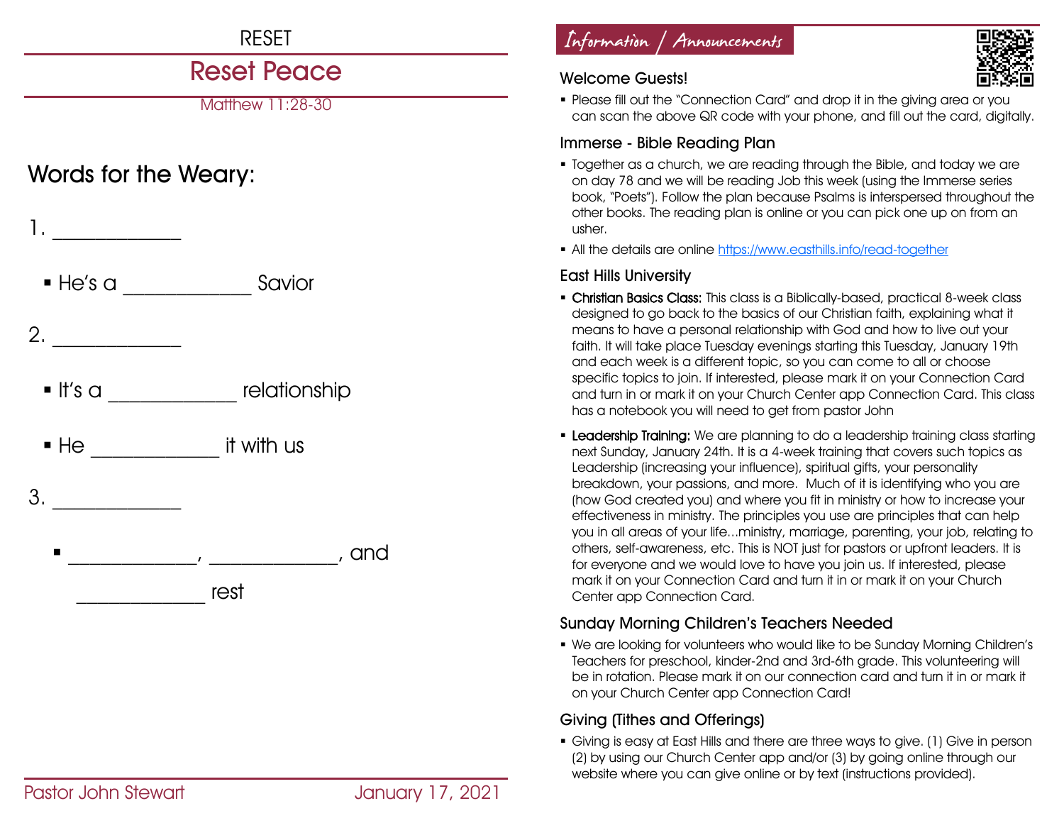RESET

# Reset Peace

Matthew 11:28-30

## Words for the Weary:

1. ____________

   - He's a ____________ Savior

2. ____________

   - It's a ____________ relationship
   - He ____________ it with us

3. ____________

   - ____________, ____________, and ____________ rest

Pastor John Stewart January 17, 2021

## Information / Announcements

### Welcome Guests!

- Please fill out the "Connection Card" and drop it in the giving area or you can scan the above QR code with your phone, and fill out the card, digitally.

### Immerse - Bible Reading Plan

- Together as a church, we are reading through the Bible, and today we are on day 78 and we will be reading Job this week (using the Immerse series book, "Poets"). Follow the plan because Psalms is interspersed throughout the other books. The reading plan is online or you can pick one up on from an usher.
- All the details are online https://www.easthills.info/read-together

### East Hills University

- **Christian Basics Class:** This class is a Biblically-based, practical 8-week class designed to go back to the basics of our Christian faith, explaining what it means to have a personal relationship with God and how to live out your faith. It will take place Tuesday evenings starting this Tuesday, January 19th and each week is a different topic, so you can come to all or choose specific topics to join. If interested, please mark it on your Connection Card and turn in or mark it on your Church Center app Connection Card. This class has a notebook you will need to get from pastor John
- **Leadership Training:** We are planning to do a leadership training class starting next Sunday, January 24th. It is a 4-week training that covers such topics as Leadership (increasing your influence), spiritual gifts, your personality breakdown, your passions, and more. Much of it is identifying who you are (how God created you) and where you fit in ministry or how to increase your effectiveness in ministry. The principles you use are principles that can help you in all areas of your life...ministry, marriage, parenting, your job, relating to others, self-awareness, etc. This is NOT just for pastors or upfront leaders. It is for everyone and we would love to have you join us. If interested, please mark it on your Connection Card and turn it in or mark it on your Church Center app Connection Card.

### Sunday Morning Children's Teachers Needed

- We are looking for volunteers who would like to be Sunday Morning Children's Teachers for preschool, kinder-2nd and 3rd-6th grade. This volunteering will be in rotation. Please mark it on our connection card and turn it in or mark it on your Church Center app Connection Card!

### Giving (Tithes and Offerings)

- Giving is easy at East Hills and there are three ways to give. (1) Give in person (2) by using our Church Center app and/or (3) by going online through our website where you can give online or by text (instructions provided).